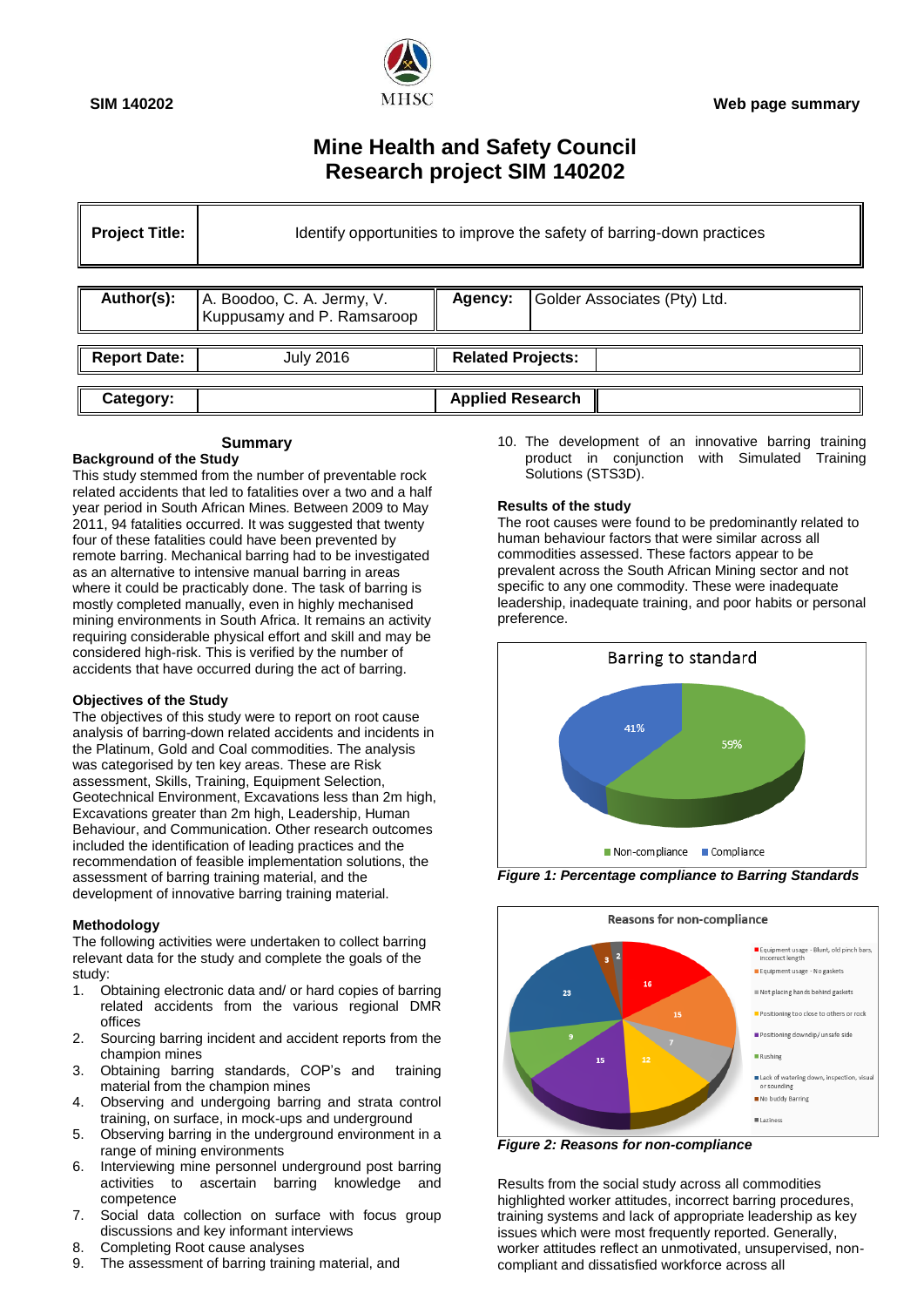SIM 140202

MHSC

Web page summary

# Mine Health and Safety Council
# Research project SIM 140202

| Project Title: | Identify opportunities to improve the safety of barring-down practices |
|---|---|

| Author(s): | A. Boodoo, C. A. Jermy, V. Kuppusamy and P. Ramsaroop | Agency: | Golder Associates (Pty) Ltd. |
|---|---|---|---|
| Report Date: | July 2016 | Related Projects: | |
| Category: | | Applied Research | |

## Summary

### Background of the Study

This study stemmed from the number of preventable rock related accidents that led to fatalities over a two and a half year period in South African Mines. Between 2009 to May 2011, 94 fatalities occurred. It was suggested that twenty four of these fatalities could have been prevented by remote barring. Mechanical barring had to be investigated as an alternative to intensive manual barring in areas where it could be practicably done. The task of barring is mostly completed manually, even in highly mechanised mining environments in South Africa. It remains an activity requiring considerable physical effort and skill and may be considered high-risk. This is verified by the number of accidents that have occurred during the act of barring.

### Objectives of the Study

The objectives of this study were to report on root cause analysis of barring-down related accidents and incidents in the Platinum, Gold and Coal commodities. The analysis was categorised by ten key areas. These are Risk assessment, Skills, Training, Equipment Selection, Geotechnical Environment, Excavations less than 2m high, Excavations greater than 2m high, Leadership, Human Behaviour, and Communication. Other research outcomes included the identification of leading practices and the recommendation of feasible implementation solutions, the assessment of barring training material, and the development of innovative barring training material.

### Methodology

The following activities were undertaken to collect barring relevant data for the study and complete the goals of the study:

1. Obtaining electronic data and/ or hard copies of barring related accidents from the various regional DMR offices
2. Sourcing barring incident and accident reports from the champion mines
3. Obtaining barring standards, COP's and training material from the champion mines
4. Observing and undergoing barring and strata control training, on surface, in mock-ups and underground
5. Observing barring in the underground environment in a range of mining environments
6. Interviewing mine personnel underground post barring activities to ascertain barring knowledge and competence
7. Social data collection on surface with focus group discussions and key informant interviews
8. Completing Root cause analyses
9. The assessment of barring training material, and
10. The development of an innovative barring training product in conjunction with Simulated Training Solutions (STS3D).

### Results of the study

The root causes were found to be predominantly related to human behaviour factors that were similar across all commodities assessed. These factors appear to be prevalent across the South African Mining sector and not specific to any one commodity. These were inadequate leadership, inadequate training, and poor habits or personal preference.

*Figure 1: Percentage compliance to Barring Standards*

*Figure 2: Reasons for non-compliance*

Results from the social study across all commodities highlighted worker attitudes, incorrect barring procedures, training systems and lack of appropriate leadership as key issues which were most frequently reported. Generally, worker attitudes reflect an unmotivated, unsupervised, non-compliant and dissatisfied workforce across all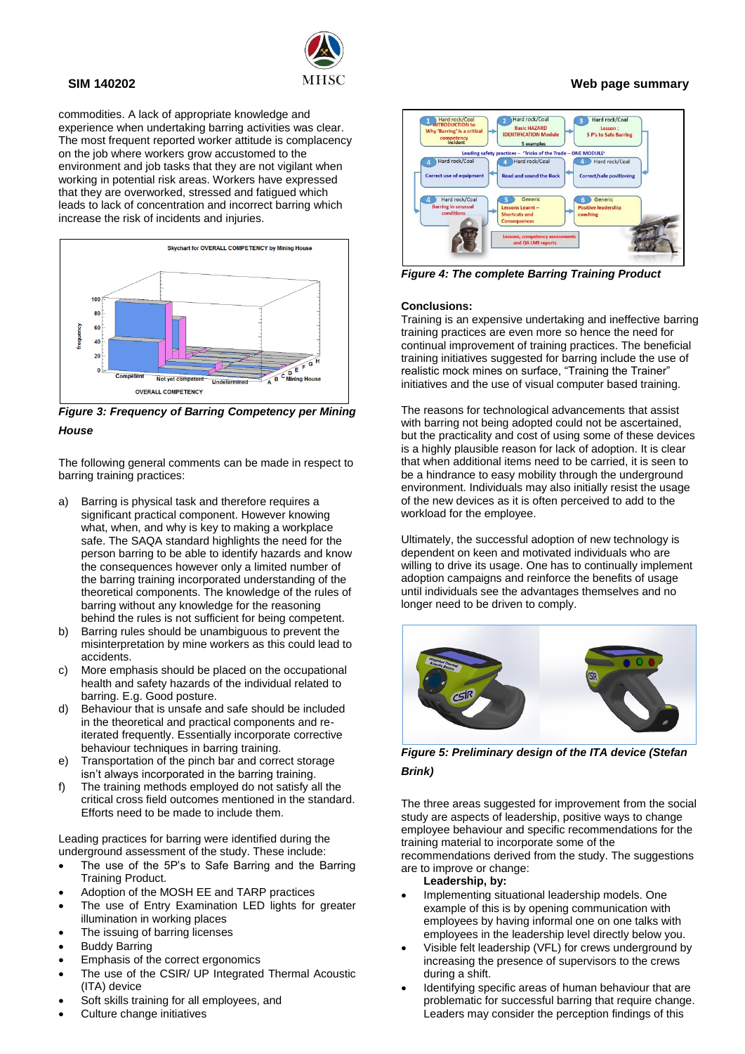commodities. A lack of appropriate knowledge and experience when undertaking barring activities was clear. The most frequent reported worker attitude is complacency on the job where workers grow accustomed to the environment and job tasks that they are not vigilant when working in potential risk areas. Workers have expressed that they are overworked, stressed and fatigued which leads to lack of concentration and incorrect barring which increase the risk of incidents and injuries.

*Figure 3: Frequency of Barring Competency per Mining House*

The following general comments can be made in respect to barring training practices:

a) Barring is physical task and therefore requires a significant practical component. However knowing what, when, and why is key to making a workplace safe. The SAQA standard highlights the need for the person barring to be able to identify hazards and know the consequences however only a limited number of the barring training incorporated understanding of the theoretical components. The knowledge of the rules of barring without any knowledge for the reasoning behind the rules is not sufficient for being competent.
b) Barring rules should be unambiguous to prevent the misinterpretation by mine workers as this could lead to accidents.
c) More emphasis should be placed on the occupational health and safety hazards of the individual related to barring. E.g. Good posture.
d) Behaviour that is unsafe and safe should be included in the theoretical and practical components and re-iterated frequently. Essentially incorporate corrective behaviour techniques in barring training.
e) Transportation of the pinch bar and correct storage isn't always incorporated in the barring training.
f) The training methods employed do not satisfy all the critical cross field outcomes mentioned in the standard. Efforts need to be made to include them.

Leading practices for barring were identified during the underground assessment of the study. These include:

- The use of the 5P's to Safe Barring and the Barring Training Product.
- Adoption of the MOSH EE and TARP practices
- The use of Entry Examination LED lights for greater illumination in working places
- The issuing of barring licenses
- Buddy Barring
- Emphasis of the correct ergonomics
- The use of the CSIR/ UP Integrated Thermal Acoustic (ITA) device
- Soft skills training for all employees, and
- Culture change initiatives

*Figure 4: The complete Barring Training Product*

**Conclusions:**

Training is an expensive undertaking and ineffective barring training practices are even more so hence the need for continual improvement of training practices. The beneficial training initiatives suggested for barring include the use of realistic mock mines on surface, "Training the Trainer" initiatives and the use of visual computer based training.

The reasons for technological advancements that assist with barring not being adopted could not be ascertained, but the practicality and cost of using some of these devices is a highly plausible reason for lack of adoption. It is clear that when additional items need to be carried, it is seen to be a hindrance to easy mobility through the underground environment. Individuals may also initially resist the usage of the new devices as it is often perceived to add to the workload for the employee.

Ultimately, the successful adoption of new technology is dependent on keen and motivated individuals who are willing to drive its usage. One has to continually implement adoption campaigns and reinforce the benefits of usage until individuals see the advantages themselves and no longer need to be driven to comply.

*Figure 5: Preliminary design of the ITA device (Stefan Brink)*

The three areas suggested for improvement from the social study are aspects of leadership, positive ways to change employee behaviour and specific recommendations for the training material to incorporate some of the recommendations derived from the study. The suggestions are to improve or change:

**Leadership, by:**

- Implementing situational leadership models. One example of this is by opening communication with employees by having informal one on one talks with employees in the leadership level directly below you.
- Visible felt leadership (VFL) for crews underground by increasing the presence of supervisors to the crews during a shift.
- Identifying specific areas of human behaviour that are problematic for successful barring that require change. Leaders may consider the perception findings of this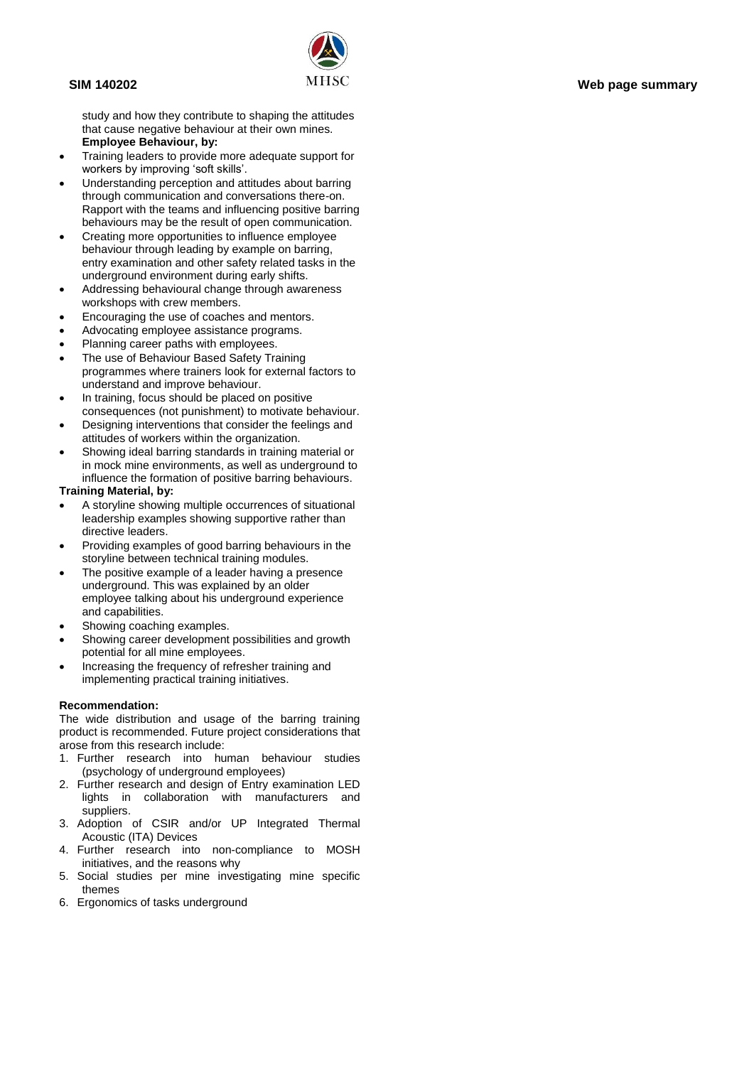study and how they contribute to shaping the attitudes that cause negative behaviour at their own mines.

**Employee Behaviour, by:**

- Training leaders to provide more adequate support for workers by improving 'soft skills'.
- Understanding perception and attitudes about barring through communication and conversations there-on. Rapport with the teams and influencing positive barring behaviours may be the result of open communication.
- Creating more opportunities to influence employee behaviour through leading by example on barring, entry examination and other safety related tasks in the underground environment during early shifts.
- Addressing behavioural change through awareness workshops with crew members.
- Encouraging the use of coaches and mentors.
- Advocating employee assistance programs.
- Planning career paths with employees.
- The use of Behaviour Based Safety Training programmes where trainers look for external factors to understand and improve behaviour.
- In training, focus should be placed on positive consequences (not punishment) to motivate behaviour.
- Designing interventions that consider the feelings and attitudes of workers within the organization.
- Showing ideal barring standards in training material or in mock mine environments, as well as underground to influence the formation of positive barring behaviours.

**Training Material, by:**

- A storyline showing multiple occurrences of situational leadership examples showing supportive rather than directive leaders.
- Providing examples of good barring behaviours in the storyline between technical training modules.
- The positive example of a leader having a presence underground. This was explained by an older employee talking about his underground experience and capabilities.
- Showing coaching examples.
- Showing career development possibilities and growth potential for all mine employees.
- Increasing the frequency of refresher training and implementing practical training initiatives.

**Recommendation:**

The wide distribution and usage of the barring training product is recommended. Future project considerations that arose from this research include:

1. Further research into human behaviour studies (psychology of underground employees)
2. Further research and design of Entry examination LED lights in collaboration with manufacturers and suppliers.
3. Adoption of CSIR and/or UP Integrated Thermal Acoustic (ITA) Devices
4. Further research into non-compliance to MOSH initiatives, and the reasons why
5. Social studies per mine investigating mine specific themes
6. Ergonomics of tasks underground